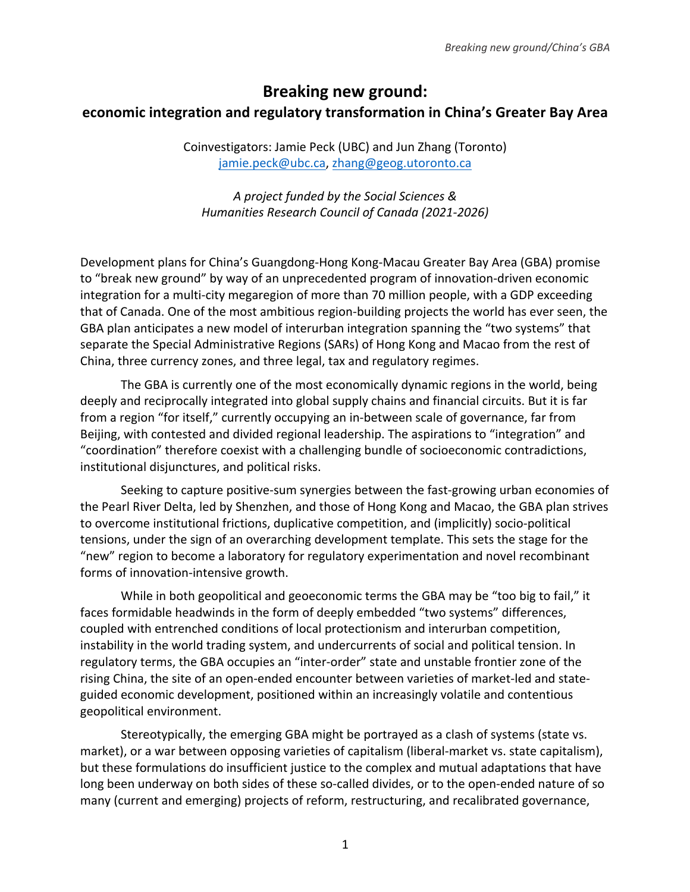# Breaking new ground:
## economic integration and regulatory transformation in China's Greater Bay Area

Coinvestigators: Jamie Peck (UBC) and Jun Zhang (Toronto)
jamie.peck@ubc.ca, zhang@geog.utoronto.ca

*A project funded by the Social Sciences & Humanities Research Council of Canada (2021-2026)*

Development plans for China's Guangdong-Hong Kong-Macau Greater Bay Area (GBA) promise to "break new ground" by way of an unprecedented program of innovation-driven economic integration for a multi-city megaregion of more than 70 million people, with a GDP exceeding that of Canada. One of the most ambitious region-building projects the world has ever seen, the GBA plan anticipates a new model of interurban integration spanning the "two systems" that separate the Special Administrative Regions (SARs) of Hong Kong and Macao from the rest of China, three currency zones, and three legal, tax and regulatory regimes.

The GBA is currently one of the most economically dynamic regions in the world, being deeply and reciprocally integrated into global supply chains and financial circuits. But it is far from a region "for itself," currently occupying an in-between scale of governance, far from Beijing, with contested and divided regional leadership. The aspirations to "integration" and "coordination" therefore coexist with a challenging bundle of socioeconomic contradictions, institutional disjunctures, and political risks.

Seeking to capture positive-sum synergies between the fast-growing urban economies of the Pearl River Delta, led by Shenzhen, and those of Hong Kong and Macao, the GBA plan strives to overcome institutional frictions, duplicative competition, and (implicitly) socio-political tensions, under the sign of an overarching development template. This sets the stage for the "new" region to become a laboratory for regulatory experimentation and novel recombinant forms of innovation-intensive growth.

While in both geopolitical and geoeconomic terms the GBA may be "too big to fail," it faces formidable headwinds in the form of deeply embedded "two systems" differences, coupled with entrenched conditions of local protectionism and interurban competition, instability in the world trading system, and undercurrents of social and political tension. In regulatory terms, the GBA occupies an "inter-order" state and unstable frontier zone of the rising China, the site of an open-ended encounter between varieties of market-led and state-guided economic development, positioned within an increasingly volatile and contentious geopolitical environment.

Stereotypically, the emerging GBA might be portrayed as a clash of systems (state vs. market), or a war between opposing varieties of capitalism (liberal-market vs. state capitalism), but these formulations do insufficient justice to the complex and mutual adaptations that have long been underway on both sides of these so-called divides, or to the open-ended nature of so many (current and emerging) projects of reform, restructuring, and recalibrated governance,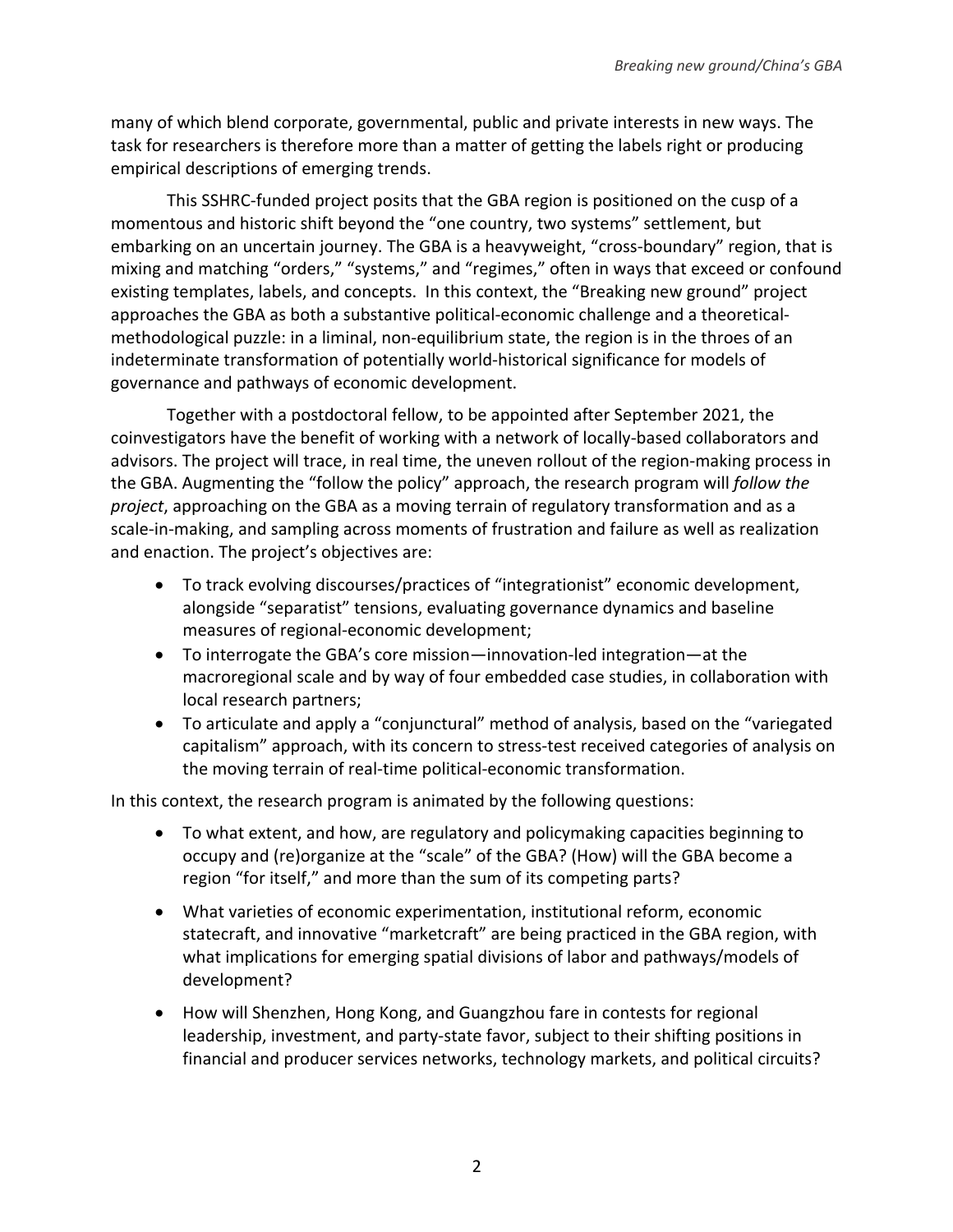many of which blend corporate, governmental, public and private interests in new ways. The task for researchers is therefore more than a matter of getting the labels right or producing empirical descriptions of emerging trends.

This SSHRC-funded project posits that the GBA region is positioned on the cusp of a momentous and historic shift beyond the "one country, two systems" settlement, but embarking on an uncertain journey. The GBA is a heavyweight, "cross-boundary" region, that is mixing and matching "orders," "systems," and "regimes," often in ways that exceed or confound existing templates, labels, and concepts. In this context, the "Breaking new ground" project approaches the GBA as both a substantive political-economic challenge and a theoretical-methodological puzzle: in a liminal, non-equilibrium state, the region is in the throes of an indeterminate transformation of potentially world-historical significance for models of governance and pathways of economic development.

Together with a postdoctoral fellow, to be appointed after September 2021, the coinvestigators have the benefit of working with a network of locally-based collaborators and advisors. The project will trace, in real time, the uneven rollout of the region-making process in the GBA. Augmenting the "follow the policy" approach, the research program will *follow the project*, approaching on the GBA as a moving terrain of regulatory transformation and as a scale-in-making, and sampling across moments of frustration and failure as well as realization and enaction. The project's objectives are:

- To track evolving discourses/practices of "integrationist" economic development, alongside "separatist" tensions, evaluating governance dynamics and baseline measures of regional-economic development;
- To interrogate the GBA's core mission—innovation-led integration—at the macroregional scale and by way of four embedded case studies, in collaboration with local research partners;
- To articulate and apply a "conjunctural" method of analysis, based on the "variegated capitalism" approach, with its concern to stress-test received categories of analysis on the moving terrain of real-time political-economic transformation.

In this context, the research program is animated by the following questions:

- To what extent, and how, are regulatory and policymaking capacities beginning to occupy and (re)organize at the "scale" of the GBA? (How) will the GBA become a region "for itself," and more than the sum of its competing parts?
- What varieties of economic experimentation, institutional reform, economic statecraft, and innovative "marketcraft" are being practiced in the GBA region, with what implications for emerging spatial divisions of labor and pathways/models of development?
- How will Shenzhen, Hong Kong, and Guangzhou fare in contests for regional leadership, investment, and party-state favor, subject to their shifting positions in financial and producer services networks, technology markets, and political circuits?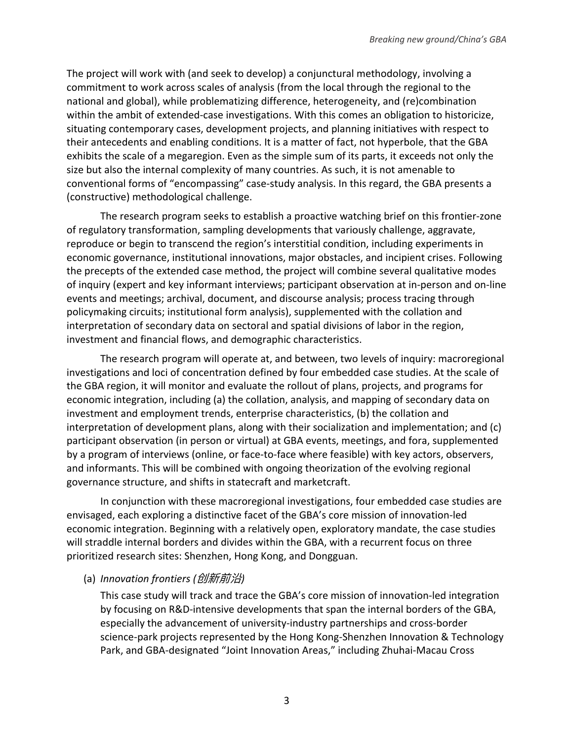The project will work with (and seek to develop) a conjunctural methodology, involving a commitment to work across scales of analysis (from the local through the regional to the national and global), while problematizing difference, heterogeneity, and (re)combination within the ambit of extended-case investigations. With this comes an obligation to historicize, situating contemporary cases, development projects, and planning initiatives with respect to their antecedents and enabling conditions. It is a matter of fact, not hyperbole, that the GBA exhibits the scale of a megaregion. Even as the simple sum of its parts, it exceeds not only the size but also the internal complexity of many countries. As such, it is not amenable to conventional forms of "encompassing" case-study analysis. In this regard, the GBA presents a (constructive) methodological challenge.

The research program seeks to establish a proactive watching brief on this frontier-zone of regulatory transformation, sampling developments that variously challenge, aggravate, reproduce or begin to transcend the region's interstitial condition, including experiments in economic governance, institutional innovations, major obstacles, and incipient crises. Following the precepts of the extended case method, the project will combine several qualitative modes of inquiry (expert and key informant interviews; participant observation at in-person and on-line events and meetings; archival, document, and discourse analysis; process tracing through policymaking circuits; institutional form analysis), supplemented with the collation and interpretation of secondary data on sectoral and spatial divisions of labor in the region, investment and financial flows, and demographic characteristics.

The research program will operate at, and between, two levels of inquiry: macroregional investigations and loci of concentration defined by four embedded case studies. At the scale of the GBA region, it will monitor and evaluate the rollout of plans, projects, and programs for economic integration, including (a) the collation, analysis, and mapping of secondary data on investment and employment trends, enterprise characteristics, (b) the collation and interpretation of development plans, along with their socialization and implementation; and (c) participant observation (in person or virtual) at GBA events, meetings, and fora, supplemented by a program of interviews (online, or face-to-face where feasible) with key actors, observers, and informants. This will be combined with ongoing theorization of the evolving regional governance structure, and shifts in statecraft and marketcraft.

In conjunction with these macroregional investigations, four embedded case studies are envisaged, each exploring a distinctive facet of the GBA's core mission of innovation-led economic integration. Beginning with a relatively open, exploratory mandate, the case studies will straddle internal borders and divides within the GBA, with a recurrent focus on three prioritized research sites: Shenzhen, Hong Kong, and Dongguan.

(a) *Innovation frontiers (创新前沿)*

This case study will track and trace the GBA's core mission of innovation-led integration by focusing on R&D-intensive developments that span the internal borders of the GBA, especially the advancement of university-industry partnerships and cross-border science-park projects represented by the Hong Kong-Shenzhen Innovation & Technology Park, and GBA-designated "Joint Innovation Areas," including Zhuhai-Macau Cross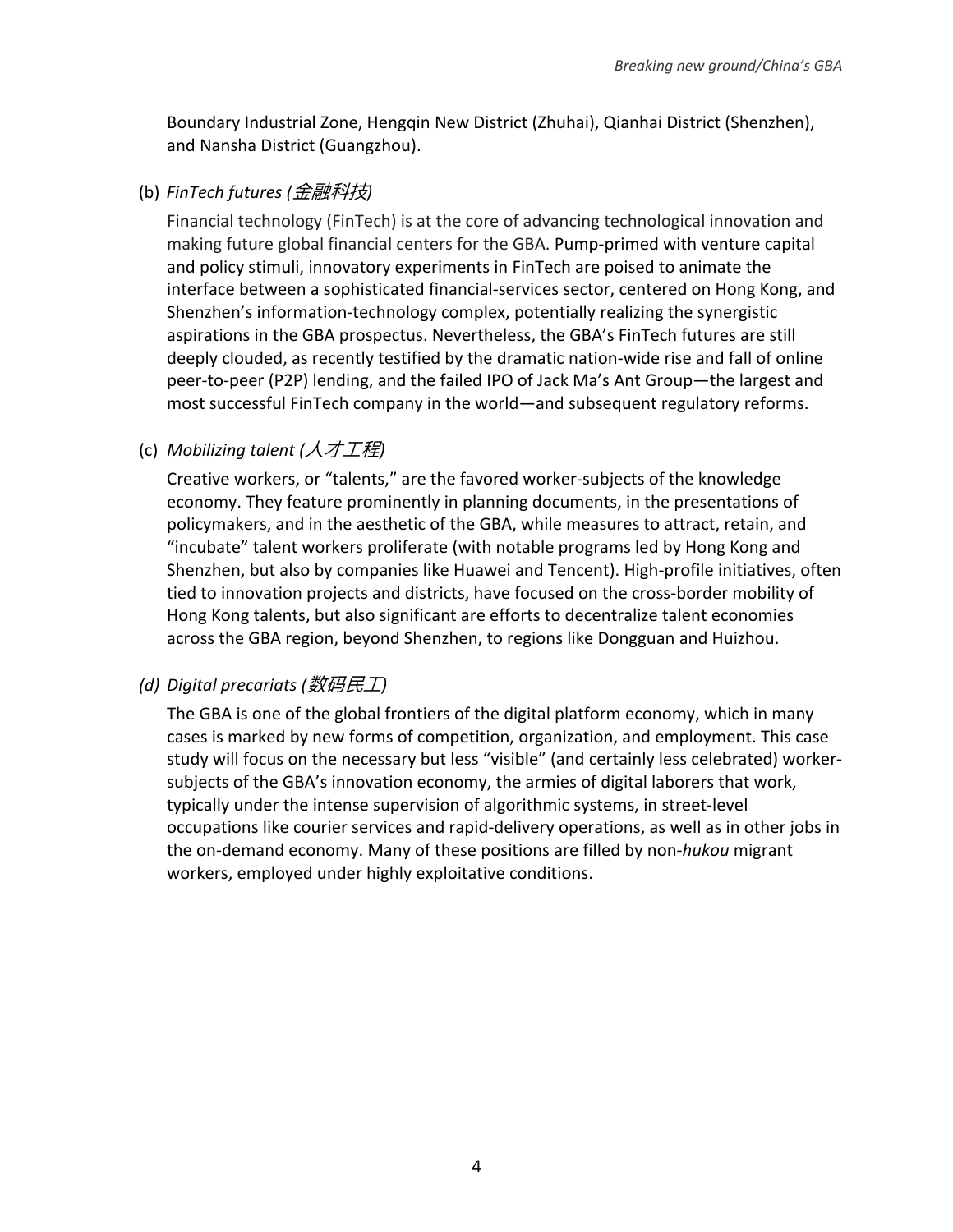Boundary Industrial Zone, Hengqin New District (Zhuhai), Qianhai District (Shenzhen), and Nansha District (Guangzhou).

(b) *FinTech futures (金融科技)*

Financial technology (FinTech) is at the core of advancing technological innovation and making future global financial centers for the GBA. Pump-primed with venture capital and policy stimuli, innovatory experiments in FinTech are poised to animate the interface between a sophisticated financial-services sector, centered on Hong Kong, and Shenzhen's information-technology complex, potentially realizing the synergistic aspirations in the GBA prospectus. Nevertheless, the GBA's FinTech futures are still deeply clouded, as recently testified by the dramatic nation-wide rise and fall of online peer-to-peer (P2P) lending, and the failed IPO of Jack Ma's Ant Group—the largest and most successful FinTech company in the world—and subsequent regulatory reforms.

(c) *Mobilizing talent (人才工程)*

Creative workers, or "talents," are the favored worker-subjects of the knowledge economy. They feature prominently in planning documents, in the presentations of policymakers, and in the aesthetic of the GBA, while measures to attract, retain, and "incubate" talent workers proliferate (with notable programs led by Hong Kong and Shenzhen, but also by companies like Huawei and Tencent). High-profile initiatives, often tied to innovation projects and districts, have focused on the cross-border mobility of Hong Kong talents, but also significant are efforts to decentralize talent economies across the GBA region, beyond Shenzhen, to regions like Dongguan and Huizhou.

*(d) Digital precariats (数码民工)*

The GBA is one of the global frontiers of the digital platform economy, which in many cases is marked by new forms of competition, organization, and employment. This case study will focus on the necessary but less "visible" (and certainly less celebrated) worker-subjects of the GBA's innovation economy, the armies of digital laborers that work, typically under the intense supervision of algorithmic systems, in street-level occupations like courier services and rapid-delivery operations, as well as in other jobs in the on-demand economy. Many of these positions are filled by non-*hukou* migrant workers, employed under highly exploitative conditions.